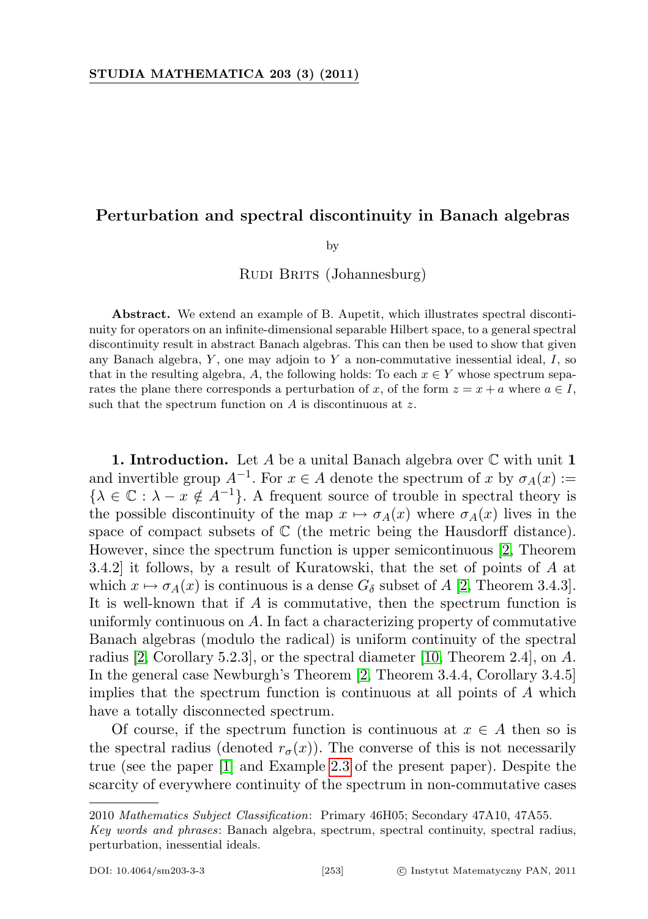# Perturbation and spectral discontinuity in Banach algebras

by

Rudi Brits (Johannesburg)

**Abstract.** We extend an example of B. Aupetit, which illustrates spectral discontinuity for operators on an infinite-dimensional separable Hilbert space, to a general spectral discontinuity result in abstract Banach algebras. This can then be used to show that given any Banach algebra, $Y$, one may adjoin to $Y$ a non-commutative inessential ideal, $I$, so that in the resulting algebra, $A$, the following holds: To each $x \in Y$ whose spectrum separates the plane there corresponds a perturbation of $x$, of the form $z = x + a$ where $a \in I$, such that the spectrum function on $A$ is discontinuous at $z$.

**1. Introduction.** Let $A$ be a unital Banach algebra over $\mathbb{C}$ with unit $\mathbf{1}$ and invertible group $A^{-1}$. For $x \in A$ denote the spectrum of $x$ by $\sigma_A(x) := \{\lambda \in \mathbb{C} : \lambda - x \notin A^{-1}\}$. A frequent source of trouble in spectral theory is the possible discontinuity of the map $x \mapsto \sigma_A(x)$ where $\sigma_A(x)$ lives in the space of compact subsets of $\mathbb{C}$ (the metric being the Hausdorff distance). However, since the spectrum function is upper semicontinuous [2, Theorem 3.4.2] it follows, by a result of Kuratowski, that the set of points of $A$ at which $x \mapsto \sigma_A(x)$ is continuous is a dense $G_\delta$ subset of $A$ [2, Theorem 3.4.3]. It is well-known that if $A$ is commutative, then the spectrum function is uniformly continuous on $A$. In fact a characterizing property of commutative Banach algebras (modulo the radical) is uniform continuity of the spectral radius [2, Corollary 5.2.3], or the spectral diameter [10, Theorem 2.4], on $A$. In the general case Newburgh's Theorem [2, Theorem 3.4.4, Corollary 3.4.5] implies that the spectrum function is continuous at all points of $A$ which have a totally disconnected spectrum.

Of course, if the spectrum function is continuous at $x \in A$ then so is the spectral radius (denoted $r_\sigma(x)$). The converse of this is not necessarily true (see the paper [1] and Example 2.3 of the present paper). Despite the scarcity of everywhere continuity of the spectrum in non-commutative cases

2010 *Mathematics Subject Classification*: Primary 46H05; Secondary 47A10, 47A55.

*Key words and phrases*: Banach algebra, spectrum, spectral continuity, spectral radius, perturbation, inessential ideals.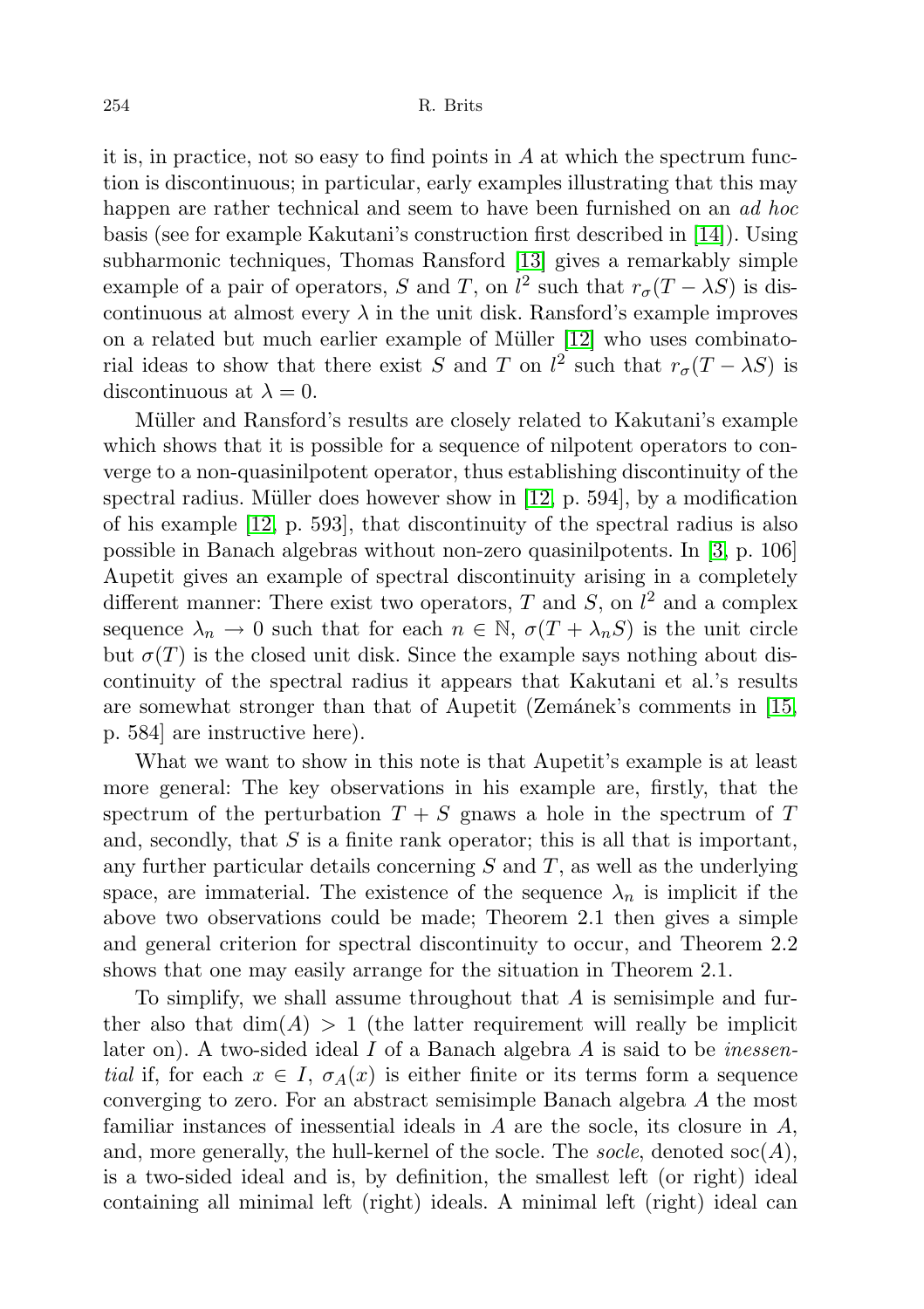it is, in practice, not so easy to find points in $A$ at which the spectrum function is discontinuous; in particular, early examples illustrating that this may happen are rather technical and seem to have been furnished on an *ad hoc* basis (see for example Kakutani's construction first described in [14]). Using subharmonic techniques, Thomas Ransford [13] gives a remarkably simple example of a pair of operators, $S$ and $T$, on $l^2$ such that $r_\sigma(T - \lambda S)$ is discontinuous at almost every $\lambda$ in the unit disk. Ransford's example improves on a related but much earlier example of Müller [12] who uses combinatorial ideas to show that there exist $S$ and $T$ on $l^2$ such that $r_\sigma(T - \lambda S)$ is discontinuous at $\lambda = 0$.

Müller and Ransford's results are closely related to Kakutani's example which shows that it is possible for a sequence of nilpotent operators to converge to a non-quasinilpotent operator, thus establishing discontinuity of the spectral radius. Müller does however show in [12, p. 594], by a modification of his example [12, p. 593], that discontinuity of the spectral radius is also possible in Banach algebras without non-zero quasinilpotents. In [3, p. 106] Aupetit gives an example of spectral discontinuity arising in a completely different manner: There exist two operators, $T$ and $S$, on $l^2$ and a complex sequence $\lambda_n \to 0$ such that for each $n \in \mathbb{N}$, $\sigma(T + \lambda_n S)$ is the unit circle but $\sigma(T)$ is the closed unit disk. Since the example says nothing about discontinuity of the spectral radius it appears that Kakutani et al.'s results are somewhat stronger than that of Aupetit (Zemánek's comments in [15, p. 584] are instructive here).

What we want to show in this note is that Aupetit's example is at least more general: The key observations in his example are, firstly, that the spectrum of the perturbation $T + S$ gnaws a hole in the spectrum of $T$ and, secondly, that $S$ is a finite rank operator; this is all that is important, any further particular details concerning $S$ and $T$, as well as the underlying space, are immaterial. The existence of the sequence $\lambda_n$ is implicit if the above two observations could be made; Theorem 2.1 then gives a simple and general criterion for spectral discontinuity to occur, and Theorem 2.2 shows that one may easily arrange for the situation in Theorem 2.1.

To simplify, we shall assume throughout that $A$ is semisimple and further also that $\dim(A) > 1$ (the latter requirement will really be implicit later on). A two-sided ideal $I$ of a Banach algebra $A$ is said to be *inessential* if, for each $x \in I$, $\sigma_A(x)$ is either finite or its terms form a sequence converging to zero. For an abstract semisimple Banach algebra $A$ the most familiar instances of inessential ideals in $A$ are the socle, its closure in $A$, and, more generally, the hull-kernel of the socle. The *socle*, denoted $\mathrm{soc}(A)$, is a two-sided ideal and is, by definition, the smallest left (or right) ideal containing all minimal left (right) ideals. A minimal left (right) ideal can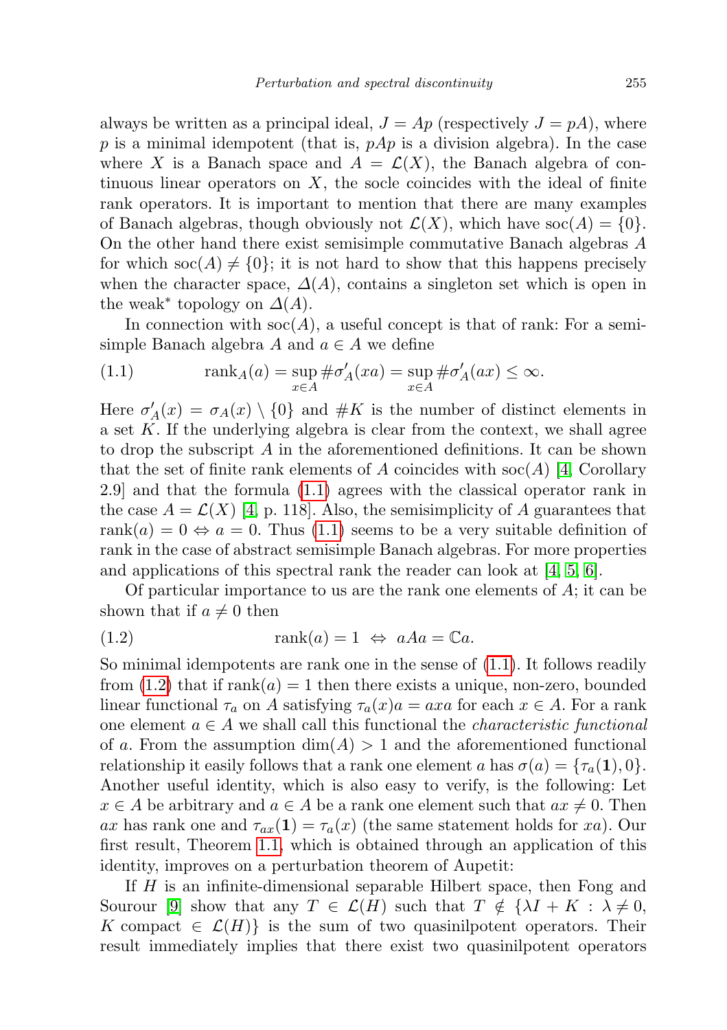always be written as a principal ideal, $J = Ap$ (respectively $J = pA$), where $p$ is a minimal idempotent (that is, $pAp$ is a division algebra). In the case where $X$ is a Banach space and $A = \mathcal{L}(X)$, the Banach algebra of continuous linear operators on $X$, the socle coincides with the ideal of finite rank operators. It is important to mention that there are many examples of Banach algebras, though obviously not $\mathcal{L}(X)$, which have $\operatorname{soc}(A) = \{0\}$. On the other hand there exist semisimple commutative Banach algebras $A$ for which $\operatorname{soc}(A) \neq \{0\}$; it is not hard to show that this happens precisely when the character space, $\Delta(A)$, contains a singleton set which is open in the weak* topology on $\Delta(A)$.

In connection with $\operatorname{soc}(A)$, a useful concept is that of rank: For a semisimple Banach algebra $A$ and $a \in A$ we define

$$\operatorname{rank}_A(a) = \sup_{x \in A} \#\sigma'_A(xa) = \sup_{x \in A} \#\sigma'_A(ax) \leq \infty. \tag{1.1}$$

Here $\sigma'_A(x) = \sigma_A(x) \setminus \{0\}$ and $\#K$ is the number of distinct elements in a set $K$. If the underlying algebra is clear from the context, we shall agree to drop the subscript $A$ in the aforementioned definitions. It can be shown that the set of finite rank elements of $A$ coincides with $\operatorname{soc}(A)$ [4, Corollary 2.9] and that the formula (1.1) agrees with the classical operator rank in the case $A = \mathcal{L}(X)$ [4, p. 118]. Also, the semisimplicity of $A$ guarantees that $\operatorname{rank}(a) = 0 \Leftrightarrow a = 0$. Thus (1.1) seems to be a very suitable definition of rank in the case of abstract semisimple Banach algebras. For more properties and applications of this spectral rank the reader can look at [4, 5, 6].

Of particular importance to us are the rank one elements of $A$; it can be shown that if $a \neq 0$ then

$$\operatorname{rank}(a) = 1 \;\Leftrightarrow\; aAa = \mathbb{C}a. \tag{1.2}$$

So minimal idempotents are rank one in the sense of (1.1). It follows readily from (1.2) that if $\operatorname{rank}(a) = 1$ then there exists a unique, non-zero, bounded linear functional $\tau_a$ on $A$ satisfying $\tau_a(x)a = axa$ for each $x \in A$. For a rank one element $a \in A$ we shall call this functional the *characteristic functional* of $a$. From the assumption $\dim(A) > 1$ and the aforementioned functional relationship it easily follows that a rank one element $a$ has $\sigma(a) = \{\tau_a(\mathbf{1}), 0\}$. Another useful identity, which is also easy to verify, is the following: Let $x \in A$ be arbitrary and $a \in A$ be a rank one element such that $ax \neq 0$. Then $ax$ has rank one and $\tau_{ax}(\mathbf{1}) = \tau_a(x)$ (the same statement holds for $xa$). Our first result, Theorem 1.1, which is obtained through an application of this identity, improves on a perturbation theorem of Aupetit:

If $H$ is an infinite-dimensional separable Hilbert space, then Fong and Sourour [9] show that any $T \in \mathcal{L}(H)$ such that $T \notin \{\lambda I + K : \lambda \neq 0, K \text{ compact} \in \mathcal{L}(H)\}$ is the sum of two quasinilpotent operators. Their result immediately implies that there exist two quasinilpotent operators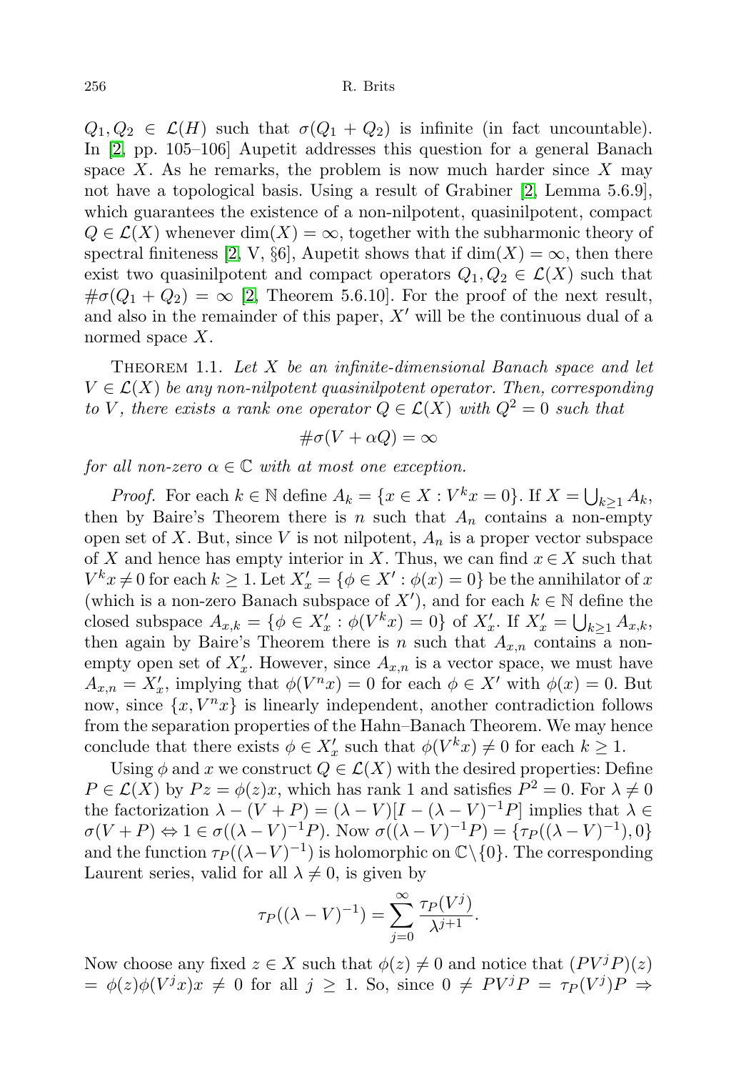$Q_1, Q_2 \in \mathcal{L}(H)$ such that $\sigma(Q_1 + Q_2)$ is infinite (in fact uncountable). In [2, pp. 105–106] Aupetit addresses this question for a general Banach space $X$. As he remarks, the problem is now much harder since $X$ may not have a topological basis. Using a result of Grabiner [2, Lemma 5.6.9], which guarantees the existence of a non-nilpotent, quasinilpotent, compact $Q \in \mathcal{L}(X)$ whenever $\dim(X) = \infty$, together with the subharmonic theory of spectral finiteness [2, V, §6], Aupetit shows that if $\dim(X) = \infty$, then there exist two quasinilpotent and compact operators $Q_1, Q_2 \in \mathcal{L}(X)$ such that $\#\sigma(Q_1 + Q_2) = \infty$ [2, Theorem 5.6.10]. For the proof of the next result, and also in the remainder of this paper, $X'$ will be the continuous dual of a normed space $X$.

THEOREM 1.1. *Let $X$ be an infinite-dimensional Banach space and let $V \in \mathcal{L}(X)$ be any non-nilpotent quasinilpotent operator. Then, corresponding to $V$, there exists a rank one operator $Q \in \mathcal{L}(X)$ with $Q^2 = 0$ such that*

$$\#\sigma(V + \alpha Q) = \infty$$

*for all non-zero $\alpha \in \mathbb{C}$ with at most one exception.*

*Proof.* For each $k \in \mathbb{N}$ define $A_k = \{x \in X : V^k x = 0\}$. If $X = \bigcup_{k \geq 1} A_k$, then by Baire's Theorem there is $n$ such that $A_n$ contains a non-empty open set of $X$. But, since $V$ is not nilpotent, $A_n$ is a proper vector subspace of $X$ and hence has empty interior in $X$. Thus, we can find $x \in X$ such that $V^k x \neq 0$ for each $k \geq 1$. Let $X'_x = \{\phi \in X' : \phi(x) = 0\}$ be the annihilator of $x$ (which is a non-zero Banach subspace of $X'$), and for each $k \in \mathbb{N}$ define the closed subspace $A_{x,k} = \{\phi \in X'_x : \phi(V^k x) = 0\}$ of $X'_x$. If $X'_x = \bigcup_{k \geq 1} A_{x,k}$, then again by Baire's Theorem there is $n$ such that $A_{x,n}$ contains a non-empty open set of $X'_x$. However, since $A_{x,n}$ is a vector space, we must have $A_{x,n} = X'_x$, implying that $\phi(V^n x) = 0$ for each $\phi \in X'$ with $\phi(x) = 0$. But now, since $\{x, V^n x\}$ is linearly independent, another contradiction follows from the separation properties of the Hahn–Banach Theorem. We may hence conclude that there exists $\phi \in X'_x$ such that $\phi(V^k x) \neq 0$ for each $k \geq 1$.

Using $\phi$ and $x$ we construct $Q \in \mathcal{L}(X)$ with the desired properties: Define $P \in \mathcal{L}(X)$ by $Pz = \phi(z)x$, which has rank 1 and satisfies $P^2 = 0$. For $\lambda \neq 0$ the factorization $\lambda - (V + P) = (\lambda - V)[I - (\lambda - V)^{-1}P]$ implies that $\lambda \in \sigma(V + P) \Leftrightarrow 1 \in \sigma((\lambda - V)^{-1}P)$. Now $\sigma((\lambda - V)^{-1}P) = \{\tau_P((\lambda - V)^{-1}), 0\}$ and the function $\tau_P((\lambda - V)^{-1})$ is holomorphic on $\mathbb{C} \setminus \{0\}$. The corresponding Laurent series, valid for all $\lambda \neq 0$, is given by

$$\tau_P((\lambda - V)^{-1}) = \sum_{j=0}^{\infty} \frac{\tau_P(V^j)}{\lambda^{j+1}}.$$

Now choose any fixed $z \in X$ such that $\phi(z) \neq 0$ and notice that $(PV^jP)(z) = \phi(z)\phi(V^j x)x \neq 0$ for all $j \geq 1$. So, since $0 \neq PV^jP = \tau_P(V^j)P \Rightarrow$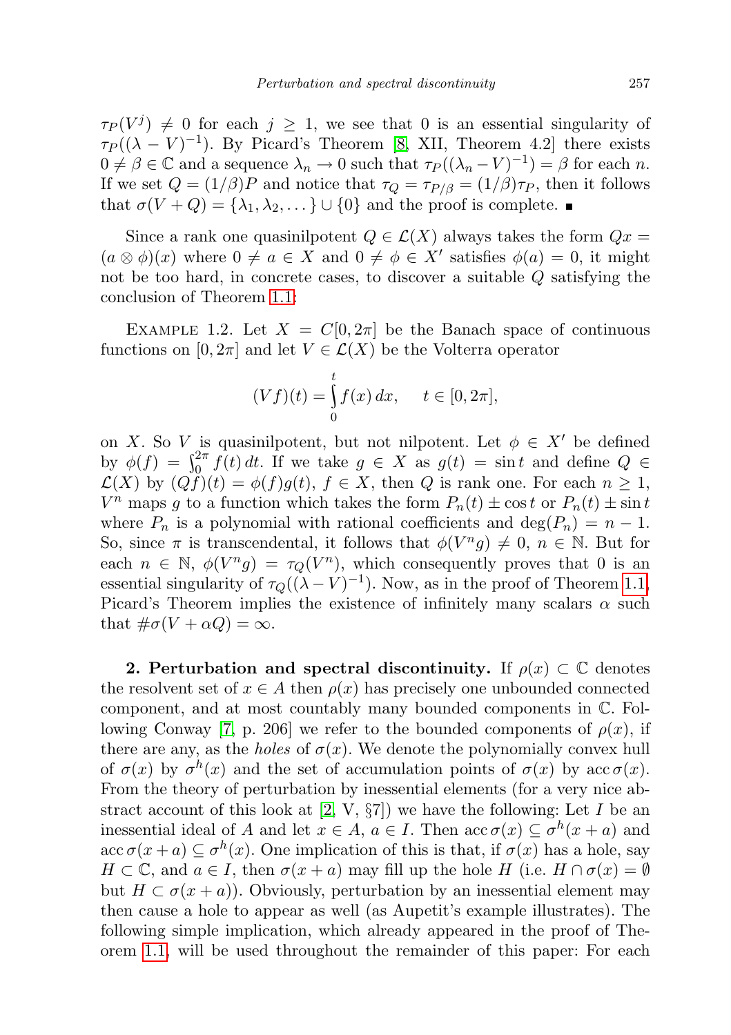$\tau_P(V^j) \neq 0$ for each $j \geq 1$, we see that 0 is an essential singularity of $\tau_P((\lambda - V)^{-1})$. By Picard's Theorem [8, XII, Theorem 4.2] there exists $0 \neq \beta \in \mathbb{C}$ and a sequence $\lambda_n \to 0$ such that $\tau_P((\lambda_n - V)^{-1}) = \beta$ for each $n$. If we set $Q = (1/\beta)P$ and notice that $\tau_Q = \tau_{P/\beta} = (1/\beta)\tau_P$, then it follows that $\sigma(V + Q) = \{\lambda_1, \lambda_2, \dots\} \cup \{0\}$ and the proof is complete. ■

Since a rank one quasinilpotent $Q \in \mathcal{L}(X)$ always takes the form $Qx = (a \otimes \phi)(x)$ where $0 \neq a \in X$ and $0 \neq \phi \in X'$ satisfies $\phi(a) = 0$, it might not be too hard, in concrete cases, to discover a suitable $Q$ satisfying the conclusion of Theorem 1.1:

Example 1.2. Let $X = C[0, 2\pi]$ be the Banach space of continuous functions on $[0, 2\pi]$ and let $V \in \mathcal{L}(X)$ be the Volterra operator

$$(Vf)(t) = \int_0^t f(x)\,dx, \qquad t \in [0, 2\pi],$$

on $X$. So $V$ is quasinilpotent, but not nilpotent. Let $\phi \in X'$ be defined by $\phi(f) = \int_0^{2\pi} f(t)\,dt$. If we take $g \in X$ as $g(t) = \sin t$ and define $Q \in \mathcal{L}(X)$ by $(Qf)(t) = \phi(f)g(t)$, $f \in X$, then $Q$ is rank one. For each $n \geq 1$, $V^n$ maps $g$ to a function which takes the form $P_n(t) \pm \cos t$ or $P_n(t) \pm \sin t$ where $P_n$ is a polynomial with rational coefficients and $\deg(P_n) = n - 1$. So, since $\pi$ is transcendental, it follows that $\phi(V^n g) \neq 0$, $n \in \mathbb{N}$. But for each $n \in \mathbb{N}$, $\phi(V^n g) = \tau_Q(V^n)$, which consequently proves that 0 is an essential singularity of $\tau_Q((\lambda - V)^{-1})$. Now, as in the proof of Theorem 1.1, Picard's Theorem implies the existence of infinitely many scalars $\alpha$ such that $\#\sigma(V + \alpha Q) = \infty$.

**2. Perturbation and spectral discontinuity.** If $\rho(x) \subset \mathbb{C}$ denotes the resolvent set of $x \in A$ then $\rho(x)$ has precisely one unbounded connected component, and at most countably many bounded components in $\mathbb{C}$. Following Conway [7, p. 206] we refer to the bounded components of $\rho(x)$, if there are any, as the *holes* of $\sigma(x)$. We denote the polynomially convex hull of $\sigma(x)$ by $\sigma^h(x)$ and the set of accumulation points of $\sigma(x)$ by $\operatorname{acc}\sigma(x)$. From the theory of perturbation by inessential elements (for a very nice abstract account of this look at [2, V, §7]) we have the following: Let $I$ be an inessential ideal of $A$ and let $x \in A$, $a \in I$. Then $\operatorname{acc}\sigma(x) \subseteq \sigma^h(x + a)$ and $\operatorname{acc}\sigma(x + a) \subseteq \sigma^h(x)$. One implication of this is that, if $\sigma(x)$ has a hole, say $H \subset \mathbb{C}$, and $a \in I$, then $\sigma(x + a)$ may fill up the hole $H$ (i.e. $H \cap \sigma(x) = \emptyset$ but $H \subset \sigma(x + a)$). Obviously, perturbation by an inessential element may then cause a hole to appear as well (as Aupetit's example illustrates). The following simple implication, which already appeared in the proof of Theorem 1.1, will be used throughout the remainder of this paper: For each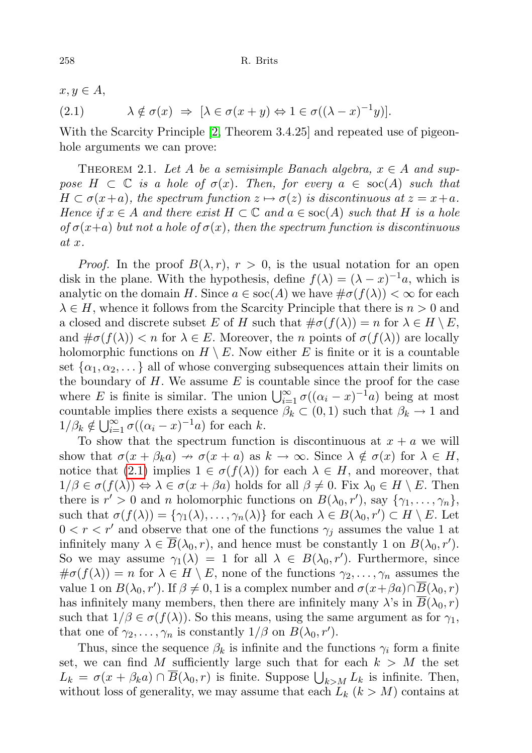$x, y \in A$,

$$\lambda \notin \sigma(x) \;\Rightarrow\; [\lambda \in \sigma(x+y) \Leftrightarrow 1 \in \sigma((\lambda - x)^{-1}y)]. \tag{2.1}$$

With the Scarcity Principle [2, Theorem 3.4.25] and repeated use of pigeonhole arguments we can prove:

THEOREM 2.1. *Let $A$ be a semisimple Banach algebra, $x \in A$ and suppose $H \subset \mathbb{C}$ is a hole of $\sigma(x)$. Then, for every $a \in \mathrm{soc}(A)$ such that $H \subset \sigma(x+a)$, the spectrum function $z \mapsto \sigma(z)$ is discontinuous at $z = x+a$. Hence if $x \in A$ and there exist $H \subset \mathbb{C}$ and $a \in \mathrm{soc}(A)$ such that $H$ is a hole of $\sigma(x+a)$ but not a hole of $\sigma(x)$, then the spectrum function is discontinuous at $x$.*

*Proof.* In the proof $B(\lambda, r)$, $r > 0$, is the usual notation for an open disk in the plane. With the hypothesis, define $f(\lambda) = (\lambda - x)^{-1}a$, which is analytic on the domain $H$. Since $a \in \mathrm{soc}(A)$ we have $\#\sigma(f(\lambda)) < \infty$ for each $\lambda \in H$, whence it follows from the Scarcity Principle that there is $n > 0$ and a closed and discrete subset $E$ of $H$ such that $\#\sigma(f(\lambda)) = n$ for $\lambda \in H \setminus E$, and $\#\sigma(f(\lambda)) < n$ for $\lambda \in E$. Moreover, the $n$ points of $\sigma(f(\lambda))$ are locally holomorphic functions on $H \setminus E$. Now either $E$ is finite or it is a countable set $\{\alpha_1, \alpha_2, \dots\}$ all of whose converging subsequences attain their limits on the boundary of $H$. We assume $E$ is countable since the proof for the case where $E$ is finite is similar. The union $\bigcup_{i=1}^{\infty} \sigma((\alpha_i - x)^{-1}a)$ being at most countable implies there exists a sequence $\beta_k \subset (0,1)$ such that $\beta_k \to 1$ and $1/\beta_k \notin \bigcup_{i=1}^{\infty} \sigma((\alpha_i - x)^{-1}a)$ for each $k$.

To show that the spectrum function is discontinuous at $x+a$ we will show that $\sigma(x + \beta_k a) \nrightarrow \sigma(x+a)$ as $k \to \infty$. Since $\lambda \notin \sigma(x)$ for $\lambda \in H$, notice that (2.1) implies $1 \in \sigma(f(\lambda))$ for each $\lambda \in H$, and moreover, that $1/\beta \in \sigma(f(\lambda)) \Leftrightarrow \lambda \in \sigma(x + \beta a)$ holds for all $\beta \neq 0$. Fix $\lambda_0 \in H \setminus E$. Then there is $r' > 0$ and $n$ holomorphic functions on $B(\lambda_0, r')$, say $\{\gamma_1, \dots, \gamma_n\}$, such that $\sigma(f(\lambda)) = \{\gamma_1(\lambda), \dots, \gamma_n(\lambda)\}$ for each $\lambda \in B(\lambda_0, r') \subset H \setminus E$. Let $0 < r < r'$ and observe that one of the functions $\gamma_j$ assumes the value 1 at infinitely many $\lambda \in \overline{B}(\lambda_0, r)$, and hence must be constantly 1 on $B(\lambda_0, r')$. So we may assume $\gamma_1(\lambda) = 1$ for all $\lambda \in B(\lambda_0, r')$. Furthermore, since $\#\sigma(f(\lambda)) = n$ for $\lambda \in H \setminus E$, none of the functions $\gamma_2, \dots, \gamma_n$ assumes the value 1 on $B(\lambda_0, r')$. If $\beta \neq 0, 1$ is a complex number and $\sigma(x + \beta a) \cap \overline{B}(\lambda_0, r)$ has infinitely many members, then there are infinitely many $\lambda$'s in $\overline{B}(\lambda_0, r)$ such that $1/\beta \in \sigma(f(\lambda))$. So this means, using the same argument as for $\gamma_1$, that one of $\gamma_2, \dots, \gamma_n$ is constantly $1/\beta$ on $B(\lambda_0, r')$.

Thus, since the sequence $\beta_k$ is infinite and the functions $\gamma_i$ form a finite set, we can find $M$ sufficiently large such that for each $k > M$ the set $L_k = \sigma(x + \beta_k a) \cap \overline{B}(\lambda_0, r)$ is finite. Suppose $\bigcup_{k>M} L_k$ is infinite. Then, without loss of generality, we may assume that each $L_k$ $(k > M)$ contains at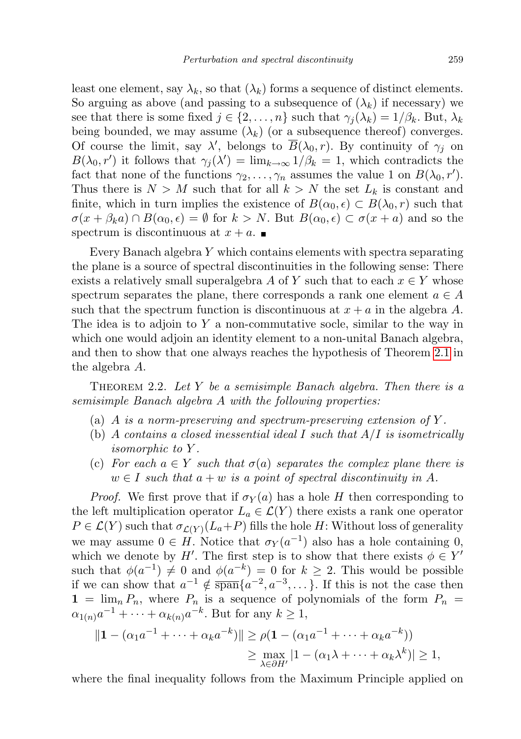least one element, say $\lambda_k$, so that $(\lambda_k)$ forms a sequence of distinct elements. So arguing as above (and passing to a subsequence of $(\lambda_k)$ if necessary) we see that there is some fixed $j \in \{2, \dots, n\}$ such that $\gamma_j(\lambda_k) = 1/\beta_k$. But, $\lambda_k$ being bounded, we may assume $(\lambda_k)$ (or a subsequence thereof) converges. Of course the limit, say $\lambda'$, belongs to $\overline{B}(\lambda_0, r)$. By continuity of $\gamma_j$ on $B(\lambda_0, r')$ it follows that $\gamma_j(\lambda') = \lim_{k\to\infty} 1/\beta_k = 1$, which contradicts the fact that none of the functions $\gamma_2, \dots, \gamma_n$ assumes the value 1 on $B(\lambda_0, r')$. Thus there is $N > M$ such that for all $k > N$ the set $L_k$ is constant and finite, which in turn implies the existence of $B(\alpha_0, \epsilon) \subset B(\lambda_0, r)$ such that $\sigma(x + \beta_k a) \cap B(\alpha_0, \epsilon) = \emptyset$ for $k > N$. But $B(\alpha_0, \epsilon) \subset \sigma(x + a)$ and so the spectrum is discontinuous at $x + a$. ∎

Every Banach algebra $Y$ which contains elements with spectra separating the plane is a source of spectral discontinuities in the following sense: There exists a relatively small superalgebra $A$ of $Y$ such that to each $x \in Y$ whose spectrum separates the plane, there corresponds a rank one element $a \in A$ such that the spectrum function is discontinuous at $x + a$ in the algebra $A$. The idea is to adjoin to $Y$ a non-commutative socle, similar to the way in which one would adjoin an identity element to a non-unital Banach algebra, and then to show that one always reaches the hypothesis of Theorem 2.1 in the algebra $A$.

THEOREM 2.2. *Let $Y$ be a semisimple Banach algebra. Then there is a semisimple Banach algebra $A$ with the following properties:*

- (a) *$A$ is a norm-preserving and spectrum-preserving extension of $Y$.*
- (b) *$A$ contains a closed inessential ideal $I$ such that $A/I$ is isometrically isomorphic to $Y$.*
- (c) *For each $a \in Y$ such that $\sigma(a)$ separates the complex plane there is $w \in I$ such that $a + w$ is a point of spectral discontinuity in $A$.*

*Proof.* We first prove that if $\sigma_Y(a)$ has a hole $H$ then corresponding to the left multiplication operator $L_a \in \mathcal{L}(Y)$ there exists a rank one operator $P \in \mathcal{L}(Y)$ such that $\sigma_{\mathcal{L}(Y)}(L_a + P)$ fills the hole $H$: Without loss of generality we may assume $0 \in H$. Notice that $\sigma_Y(a^{-1})$ also has a hole containing 0, which we denote by $H'$. The first step is to show that there exists $\phi \in Y'$ such that $\phi(a^{-1}) \neq 0$ and $\phi(a^{-k}) = 0$ for $k \geq 2$. This would be possible if we can show that $a^{-1} \notin \overline{\operatorname{span}}\{a^{-2}, a^{-3}, \dots\}$. If this is not the case then $\mathbf{1} = \lim_n P_n$, where $P_n$ is a sequence of polynomials of the form $P_n = \alpha_{1(n)} a^{-1} + \dots + \alpha_{k(n)} a^{-k}$. But for any $k \geq 1$,

$$\begin{aligned}\|\mathbf{1} - (\alpha_1 a^{-1} + \dots + \alpha_k a^{-k})\| &\geq \rho(\mathbf{1} - (\alpha_1 a^{-1} + \dots + \alpha_k a^{-k})) \\ &\geq \max_{\lambda \in \partial H'} |1 - (\alpha_1 \lambda + \dots + \alpha_k \lambda^k)| \geq 1,\end{aligned}$$

where the final inequality follows from the Maximum Principle applied on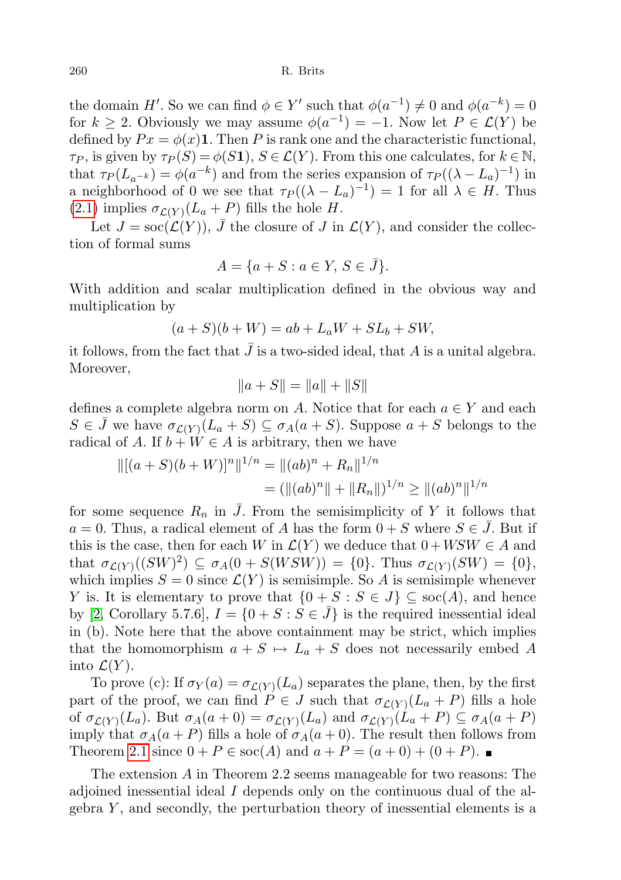the domain $H'$. So we can find $\phi \in Y'$ such that $\phi(a^{-1}) \neq 0$ and $\phi(a^{-k}) = 0$ for $k \geq 2$. Obviously we may assume $\phi(a^{-1}) = -1$. Now let $P \in \mathcal{L}(Y)$ be defined by $Px = \phi(x)\mathbf{1}$. Then $P$ is rank one and the characteristic functional, $\tau_P$, is given by $\tau_P(S) = \phi(S\mathbf{1})$, $S \in \mathcal{L}(Y)$. From this one calculates, for $k \in \mathbb{N}$, that $\tau_P(L_{a^{-k}}) = \phi(a^{-k})$ and from the series expansion of $\tau_P((\lambda - L_a)^{-1})$ in a neighborhood of 0 we see that $\tau_P((\lambda - L_a)^{-1}) = 1$ for all $\lambda \in H$. Thus (2.1) implies $\sigma_{\mathcal{L}(Y)}(L_a + P)$ fills the hole $H$.

Let $J = \operatorname{soc}(\mathcal{L}(Y))$, $\bar{J}$ the closure of $J$ in $\mathcal{L}(Y)$, and consider the collection of formal sums

$$A = \{a + S : a \in Y,\, S \in \bar{J}\}.$$

With addition and scalar multiplication defined in the obvious way and multiplication by

$$(a + S)(b + W) = ab + L_a W + S L_b + SW,$$

it follows, from the fact that $\bar{J}$ is a two-sided ideal, that $A$ is a unital algebra. Moreover,

$$\|a + S\| = \|a\| + \|S\|$$

defines a complete algebra norm on $A$. Notice that for each $a \in Y$ and each $S \in \bar{J}$ we have $\sigma_{\mathcal{L}(Y)}(L_a + S) \subseteq \sigma_A(a + S)$. Suppose $a + S$ belongs to the radical of $A$. If $b + W \in A$ is arbitrary, then we have

$$\begin{aligned}\|[(a + S)(b + W)]^n\|^{1/n} &= \|(ab)^n + R_n\|^{1/n} \\ &= (\|(ab)^n\| + \|R_n\|)^{1/n} \geq \|(ab)^n\|^{1/n}\end{aligned}$$

for some sequence $R_n$ in $\bar{J}$. From the semisimplicity of $Y$ it follows that $a = 0$. Thus, a radical element of $A$ has the form $0 + S$ where $S \in \bar{J}$. But if this is the case, then for each $W$ in $\mathcal{L}(Y)$ we deduce that $0 + WSW \in A$ and that $\sigma_{\mathcal{L}(Y)}((SW)^2) \subseteq \sigma_A(0 + S(WSW)) = \{0\}$. Thus $\sigma_{\mathcal{L}(Y)}(SW) = \{0\}$, which implies $S = 0$ since $\mathcal{L}(Y)$ is semisimple. So $A$ is semisimple whenever $Y$ is. It is elementary to prove that $\{0 + S : S \in J\} \subseteq \operatorname{soc}(A)$, and hence by [2, Corollary 5.7.6], $I = \{0 + S : S \in \bar{J}\}$ is the required inessential ideal in (b). Note here that the above containment may be strict, which implies that the homomorphism $a + S \mapsto L_a + S$ does not necessarily embed $A$ into $\mathcal{L}(Y)$.

To prove (c): If $\sigma_Y(a) = \sigma_{\mathcal{L}(Y)}(L_a)$ separates the plane, then, by the first part of the proof, we can find $P \in J$ such that $\sigma_{\mathcal{L}(Y)}(L_a + P)$ fills a hole of $\sigma_{\mathcal{L}(Y)}(L_a)$. But $\sigma_A(a + 0) = \sigma_{\mathcal{L}(Y)}(L_a)$ and $\sigma_{\mathcal{L}(Y)}(L_a + P) \subseteq \sigma_A(a + P)$ imply that $\sigma_A(a + P)$ fills a hole of $\sigma_A(a + 0)$. The result then follows from Theorem 2.1 since $0 + P \in \operatorname{soc}(A)$ and $a + P = (a + 0) + (0 + P)$. ∎

The extension $A$ in Theorem 2.2 seems manageable for two reasons: The adjoined inessential ideal $I$ depends only on the continuous dual of the algebra $Y$, and secondly, the perturbation theory of inessential elements is a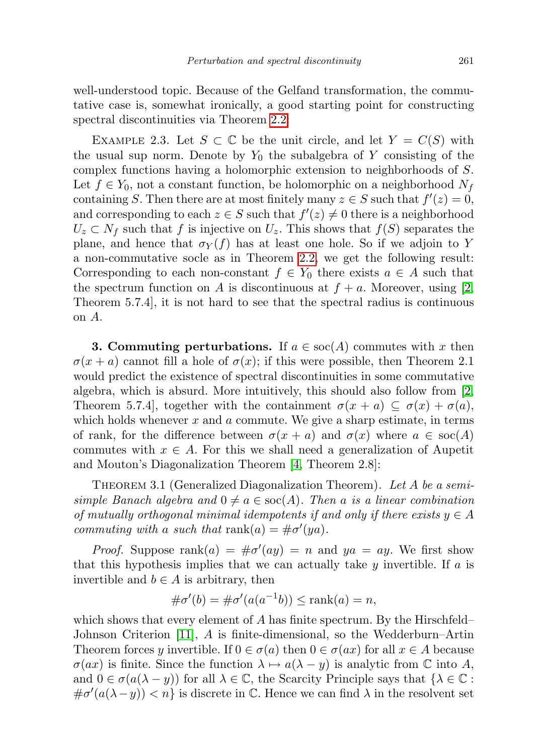well-understood topic. Because of the Gelfand transformation, the commutative case is, somewhat ironically, a good starting point for constructing spectral discontinuities via Theorem 2.2.

Example 2.3. Let $S \subset \mathbb{C}$ be the unit circle, and let $Y = C(S)$ with the usual sup norm. Denote by $Y_0$ the subalgebra of $Y$ consisting of the complex functions having a holomorphic extension to neighborhoods of $S$. Let $f \in Y_0$, not a constant function, be holomorphic on a neighborhood $N_f$ containing $S$. Then there are at most finitely many $z \in S$ such that $f'(z) = 0$, and corresponding to each $z \in S$ such that $f'(z) \neq 0$ there is a neighborhood $U_z \subset N_f$ such that $f$ is injective on $U_z$. This shows that $f(S)$ separates the plane, and hence that $\sigma_Y(f)$ has at least one hole. So if we adjoin to $Y$ a non-commutative socle as in Theorem 2.2, we get the following result: Corresponding to each non-constant $f \in Y_0$ there exists $a \in A$ such that the spectrum function on $A$ is discontinuous at $f + a$. Moreover, using [2, Theorem 5.7.4], it is not hard to see that the spectral radius is continuous on $A$.

**3. Commuting perturbations.** If $a \in \operatorname{soc}(A)$ commutes with $x$ then $\sigma(x + a)$ cannot fill a hole of $\sigma(x)$; if this were possible, then Theorem 2.1 would predict the existence of spectral discontinuities in some commutative algebra, which is absurd. More intuitively, this should also follow from [2, Theorem 5.7.4], together with the containment $\sigma(x + a) \subseteq \sigma(x) + \sigma(a)$, which holds whenever $x$ and $a$ commute. We give a sharp estimate, in terms of rank, for the difference between $\sigma(x + a)$ and $\sigma(x)$ where $a \in \operatorname{soc}(A)$ commutes with $x \in A$. For this we shall need a generalization of Aupetit and Mouton's Diagonalization Theorem [4, Theorem 2.8]:

Theorem 3.1 (Generalized Diagonalization Theorem). *Let $A$ be a semisimple Banach algebra and $0 \neq a \in \operatorname{soc}(A)$. Then $a$ is a linear combination of mutually orthogonal minimal idempotents if and only if there exists $y \in A$ commuting with $a$ such that $\operatorname{rank}(a) = \#\sigma'(ya)$.*

*Proof.* Suppose $\operatorname{rank}(a) = \#\sigma'(ay) = n$ and $ya = ay$. We first show that this hypothesis implies that we can actually take $y$ invertible. If $a$ is invertible and $b \in A$ is arbitrary, then

$$\#\sigma'(b) = \#\sigma'(a(a^{-1}b)) \leq \operatorname{rank}(a) = n,$$

which shows that every element of $A$ has finite spectrum. By the Hirschfeld–Johnson Criterion [11], $A$ is finite-dimensional, so the Wedderburn–Artin Theorem forces $y$ invertible. If $0 \in \sigma(a)$ then $0 \in \sigma(ax)$ for all $x \in A$ because $\sigma(ax)$ is finite. Since the function $\lambda \mapsto a(\lambda - y)$ is analytic from $\mathbb{C}$ into $A$, and $0 \in \sigma(a(\lambda - y))$ for all $\lambda \in \mathbb{C}$, the Scarcity Principle says that $\{\lambda \in \mathbb{C} : \#\sigma'(a(\lambda - y)) < n\}$ is discrete in $\mathbb{C}$. Hence we can find $\lambda$ in the resolvent set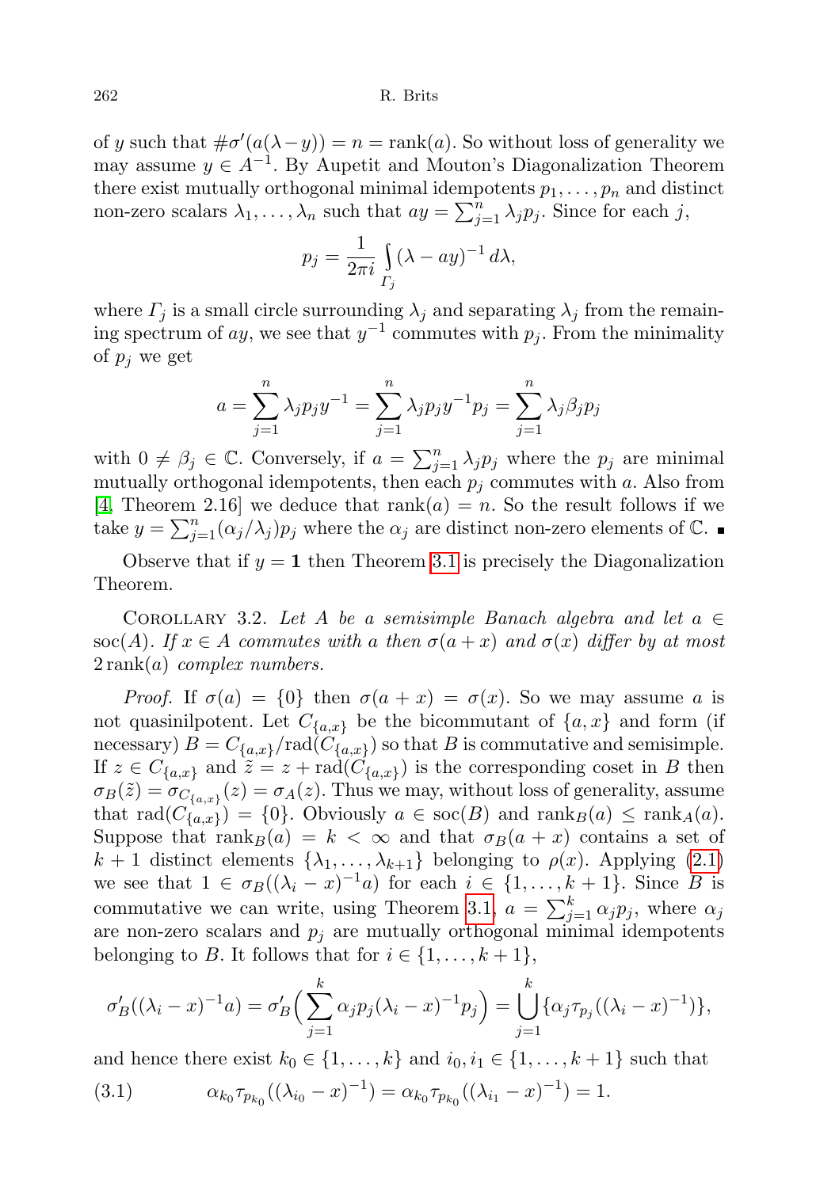of $y$ such that $\#\sigma'(a(\lambda - y)) = n = \operatorname{rank}(a)$. So without loss of generality we may assume $y \in A^{-1}$. By Aupetit and Mouton's Diagonalization Theorem there exist mutually orthogonal minimal idempotents $p_1, \ldots, p_n$ and distinct non-zero scalars $\lambda_1, \ldots, \lambda_n$ such that $ay = \sum_{j=1}^{n} \lambda_j p_j$. Since for each $j$,

$$p_j = \frac{1}{2\pi i} \int_{\Gamma_j} (\lambda - ay)^{-1} \, d\lambda,$$

where $\Gamma_j$ is a small circle surrounding $\lambda_j$ and separating $\lambda_j$ from the remaining spectrum of $ay$, we see that $y^{-1}$ commutes with $p_j$. From the minimality of $p_j$ we get

$$a = \sum_{j=1}^{n} \lambda_j p_j y^{-1} = \sum_{j=1}^{n} \lambda_j p_j y^{-1} p_j = \sum_{j=1}^{n} \lambda_j \beta_j p_j$$

with $0 \neq \beta_j \in \mathbb{C}$. Conversely, if $a = \sum_{j=1}^{n} \lambda_j p_j$ where the $p_j$ are minimal mutually orthogonal idempotents, then each $p_j$ commutes with $a$. Also from [4, Theorem 2.16] we deduce that $\operatorname{rank}(a) = n$. So the result follows if we take $y = \sum_{j=1}^{n} (\alpha_j / \lambda_j) p_j$ where the $\alpha_j$ are distinct non-zero elements of $\mathbb{C}$. ∎

Observe that if $y = \mathbf{1}$ then Theorem 3.1 is precisely the Diagonalization Theorem.

Corollary 3.2. *Let $A$ be a semisimple Banach algebra and let $a \in \operatorname{soc}(A)$. If $x \in A$ commutes with $a$ then $\sigma(a + x)$ and $\sigma(x)$ differ by at most $2\operatorname{rank}(a)$ complex numbers.*

*Proof.* If $\sigma(a) = \{0\}$ then $\sigma(a + x) = \sigma(x)$. So we may assume $a$ is not quasinilpotent. Let $C_{\{a,x\}}$ be the bicommutant of $\{a, x\}$ and form (if necessary) $B = C_{\{a,x\}}/\operatorname{rad}(C_{\{a,x\}})$ so that $B$ is commutative and semisimple. If $z \in C_{\{a,x\}}$ and $\tilde{z} = z + \operatorname{rad}(C_{\{a,x\}})$ is the corresponding coset in $B$ then $\sigma_B(\tilde{z}) = \sigma_{C_{\{a,x\}}}(z) = \sigma_A(z)$. Thus we may, without loss of generality, assume that $\operatorname{rad}(C_{\{a,x\}}) = \{0\}$. Obviously $a \in \operatorname{soc}(B)$ and $\operatorname{rank}_B(a) \leq \operatorname{rank}_A(a)$. Suppose that $\operatorname{rank}_B(a) = k < \infty$ and that $\sigma_B(a + x)$ contains a set of $k + 1$ distinct elements $\{\lambda_1, \ldots, \lambda_{k+1}\}$ belonging to $\rho(x)$. Applying (2.1) we see that $1 \in \sigma_B((\lambda_i - x)^{-1} a)$ for each $i \in \{1, \ldots, k + 1\}$. Since $B$ is commutative we can write, using Theorem 3.1, $a = \sum_{j=1}^{k} \alpha_j p_j$, where $\alpha_j$ are non-zero scalars and $p_j$ are mutually orthogonal minimal idempotents belonging to $B$. It follows that for $i \in \{1, \ldots, k + 1\}$,

$$\sigma'_B((\lambda_i - x)^{-1} a) = \sigma'_B\Big(\sum_{j=1}^{k} \alpha_j p_j (\lambda_i - x)^{-1} p_j\Big) = \bigcup_{j=1}^{k} \{\alpha_j \tau_{p_j}((\lambda_i - x)^{-1})\},$$

and hence there exist $k_0 \in \{1, \ldots, k\}$ and $i_0, i_1 \in \{1, \ldots, k + 1\}$ such that

$$\alpha_{k_0} \tau_{p_{k_0}}((\lambda_{i_0} - x)^{-1}) = \alpha_{k_0} \tau_{p_{k_0}}((\lambda_{i_1} - x)^{-1}) = 1. \tag{3.1}$$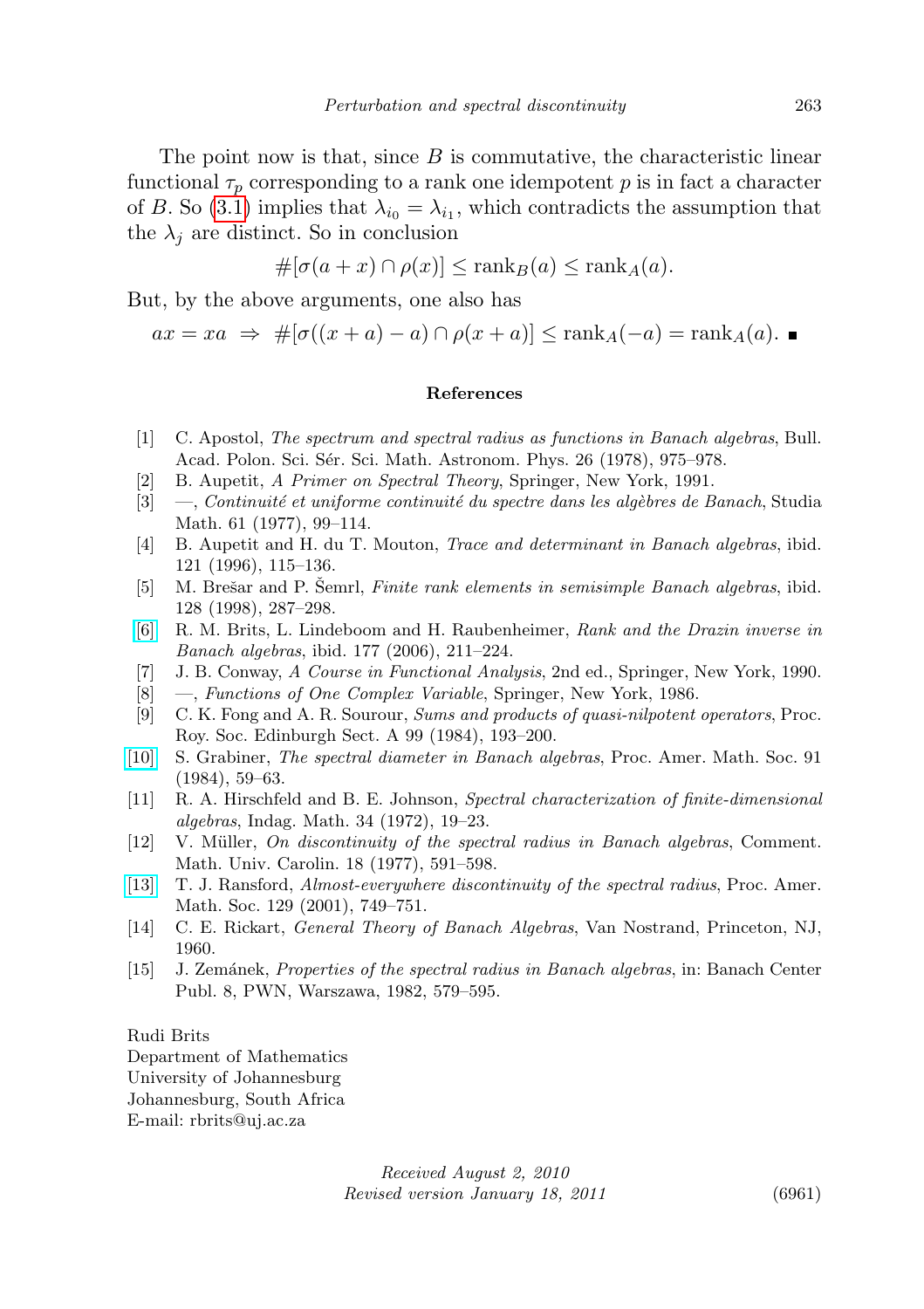The point now is that, since $B$ is commutative, the characteristic linear functional $\tau_p$ corresponding to a rank one idempotent $p$ is in fact a character of $B$. So (3.1) implies that $\lambda_{i_0} = \lambda_{i_1}$, which contradicts the assumption that the $\lambda_j$ are distinct. So in conclusion

$$\#[\sigma(a+x) \cap \rho(x)] \leq \operatorname{rank}_B(a) \leq \operatorname{rank}_A(a).$$

But, by the above arguments, one also has

$$ax = xa \ \Rightarrow \ \#[\sigma((x+a)-a) \cap \rho(x+a)] \leq \operatorname{rank}_A(-a) = \operatorname{rank}_A(a). \ \blacksquare$$

## References

[1] C. Apostol, *The spectrum and spectral radius as functions in Banach algebras*, Bull. Acad. Polon. Sci. Sér. Sci. Math. Astronom. Phys. 26 (1978), 975–978.

[2] B. Aupetit, *A Primer on Spectral Theory*, Springer, New York, 1991.

[3] —, *Continuité et uniforme continuité du spectre dans les algèbres de Banach*, Studia Math. 61 (1977), 99–114.

[4] B. Aupetit and H. du T. Mouton, *Trace and determinant in Banach algebras*, ibid. 121 (1996), 115–136.

[5] M. Brešar and P. Šemrl, *Finite rank elements in semisimple Banach algebras*, ibid. 128 (1998), 287–298.

[6] R. M. Brits, L. Lindeboom and H. Raubenheimer, *Rank and the Drazin inverse in Banach algebras*, ibid. 177 (2006), 211–224.

[7] J. B. Conway, *A Course in Functional Analysis*, 2nd ed., Springer, New York, 1990.

[8] —, *Functions of One Complex Variable*, Springer, New York, 1986.

[9] C. K. Fong and A. R. Sourour, *Sums and products of quasi-nilpotent operators*, Proc. Roy. Soc. Edinburgh Sect. A 99 (1984), 193–200.

[10] S. Grabiner, *The spectral diameter in Banach algebras*, Proc. Amer. Math. Soc. 91 (1984), 59–63.

[11] R. A. Hirschfeld and B. E. Johnson, *Spectral characterization of finite-dimensional algebras*, Indag. Math. 34 (1972), 19–23.

[12] V. Müller, *On discontinuity of the spectral radius in Banach algebras*, Comment. Math. Univ. Carolin. 18 (1977), 591–598.

[13] T. J. Ransford, *Almost-everywhere discontinuity of the spectral radius*, Proc. Amer. Math. Soc. 129 (2001), 749–751.

[14] C. E. Rickart, *General Theory of Banach Algebras*, Van Nostrand, Princeton, NJ, 1960.

[15] J. Zemánek, *Properties of the spectral radius in Banach algebras*, in: Banach Center Publ. 8, PWN, Warszawa, 1982, 579–595.

Rudi Brits
Department of Mathematics
University of Johannesburg
Johannesburg, South Africa
E-mail: rbrits@uj.ac.za

*Received August 2, 2010*
*Revised version January 18, 2011* (6961)